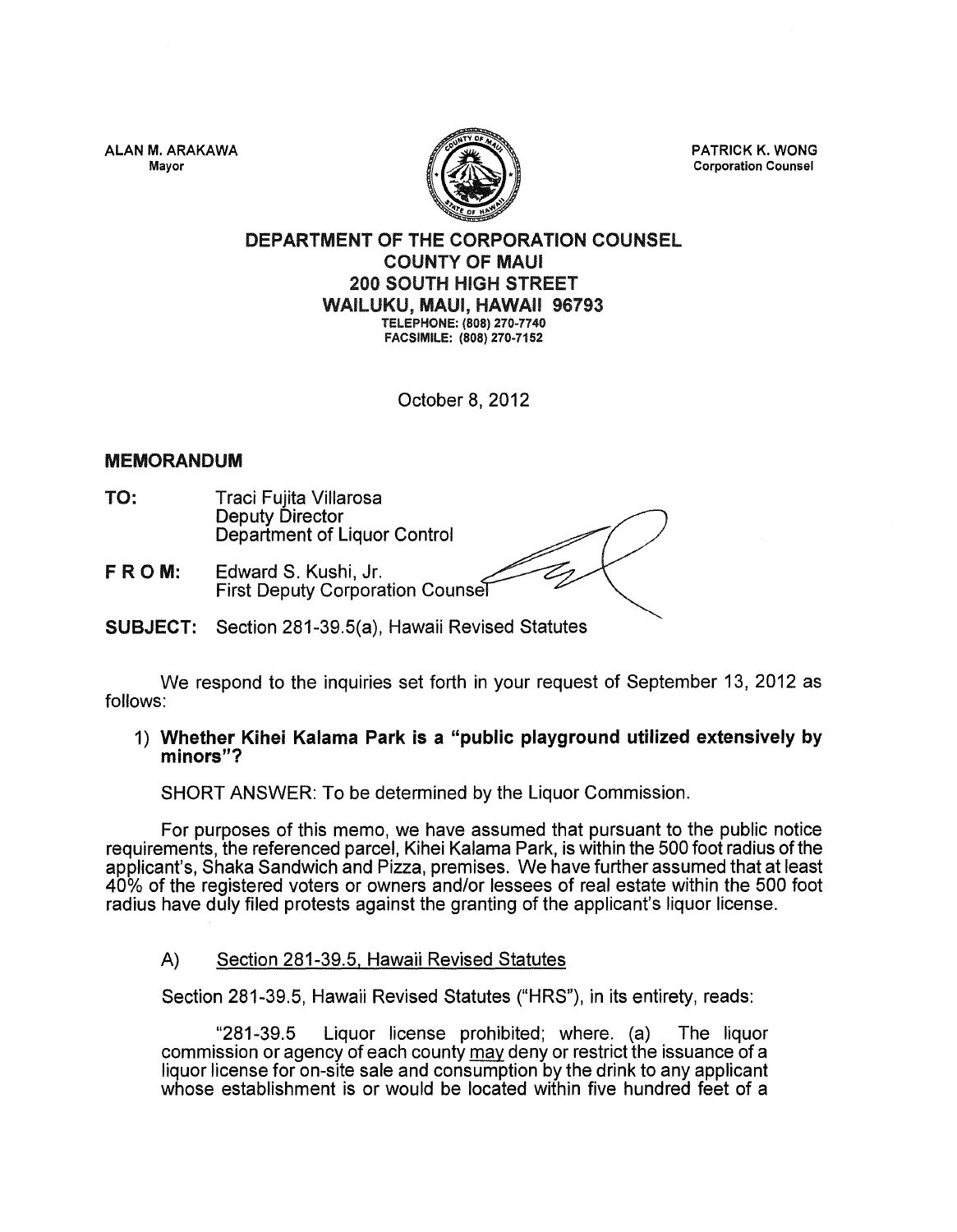ALAN M. ARAKAWA
Mayor

PATRICK K. WONG
Corporation Counsel

**DEPARTMENT OF THE CORPORATION COUNSEL**
**COUNTY OF MAUI**
**200 SOUTH HIGH STREET**
**WAILUKU, MAUI, HAWAII 96793**
TELEPHONE: (808) 270-7740
FACSIMILE: (808) 270-7152

October 8, 2012

## MEMORANDUM

**TO:** Traci Fujita Villarosa
Deputy Director
Department of Liquor Control

**FROM:** Edward S. Kushi, Jr.
First Deputy Corporation Counsel

**SUBJECT:** Section 281-39.5(a), Hawaii Revised Statutes

We respond to the inquiries set forth in your request of September 13, 2012 as follows:

1) **Whether Kihei Kalama Park is a "public playground utilized extensively by minors"?**

SHORT ANSWER: To be determined by the Liquor Commission.

For purposes of this memo, we have assumed that pursuant to the public notice requirements, the referenced parcel, Kihei Kalama Park, is within the 500 foot radius of the applicant's, Shaka Sandwich and Pizza, premises. We have further assumed that at least 40% of the registered voters or owners and/or lessees of real estate within the 500 foot radius have duly filed protests against the granting of the applicant's liquor license.

A) Section 281-39.5, Hawaii Revised Statutes

Section 281-39.5, Hawaii Revised Statutes ("HRS"), in its entirety, reads:

"281-39.5 Liquor license prohibited; where. (a) The liquor commission or agency of each county may deny or restrict the issuance of a liquor license for on-site sale and consumption by the drink to any applicant whose establishment is or would be located within five hundred feet of a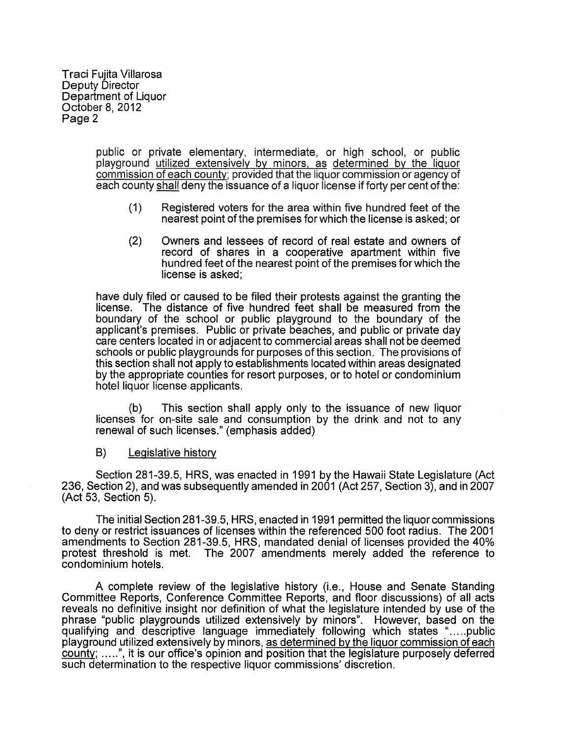public or private elementary, intermediate, or high school, or public playground <u>utilized extensively by minors, as determined by the liquor commission of each county</u>; provided that the liquor commission or agency of each county <u>shall</u> deny the issuance of a liquor license if forty per cent of the:

> (1) Registered voters for the area within five hundred feet of the nearest point of the premises for which the license is asked; or
>
> (2) Owners and lessees of record of real estate and owners of record of shares in a cooperative apartment within five hundred feet of the nearest point of the premises for which the license is asked;

have duly filed or caused to be filed their protests against the granting the license. The distance of five hundred feet shall be measured from the boundary of the school or public playground to the boundary of the applicant's premises. Public or private beaches, and public or private day care centers located in or adjacent to commercial areas shall not be deemed schools or public playgrounds for purposes of this section. The provisions of this section shall not apply to establishments located within areas designated by the appropriate counties for resort purposes, or to hotel or condominium hotel liquor license applicants.

(b) This section shall apply only to the issuance of new liquor licenses for on-site sale and consumption by the drink and not to any renewal of such licenses." (emphasis added)

B) <u>Legislative history</u>

Section 281-39.5, HRS, was enacted in 1991 by the Hawaii State Legislature (Act 236, Section 2), and was subsequently amended in 2001 (Act 257, Section 3), and in 2007 (Act 53, Section 5).

The initial Section 281-39.5, HRS, enacted in 1991 permitted the liquor commissions to deny or restrict issuances of licenses within the referenced 500 foot radius. The 2001 amendments to Section 281-39.5, HRS, mandated denial of licenses provided the 40% protest threshold is met. The 2007 amendments merely added the reference to condominium hotels.

A complete review of the legislative history (i.e., House and Senate Standing Committee Reports, Conference Committee Reports, and floor discussions) of all acts reveals no definitive insight nor definition of what the legislature intended by use of the phrase "public playgrounds utilized extensively by minors". However, based on the qualifying and descriptive language immediately following which states ".....public playground utilized extensively by minors, <u>as determined by the liquor commission of each county</u>; .....", it is our office's opinion and position that the legislature purposely deferred such determination to the respective liquor commissions' discretion.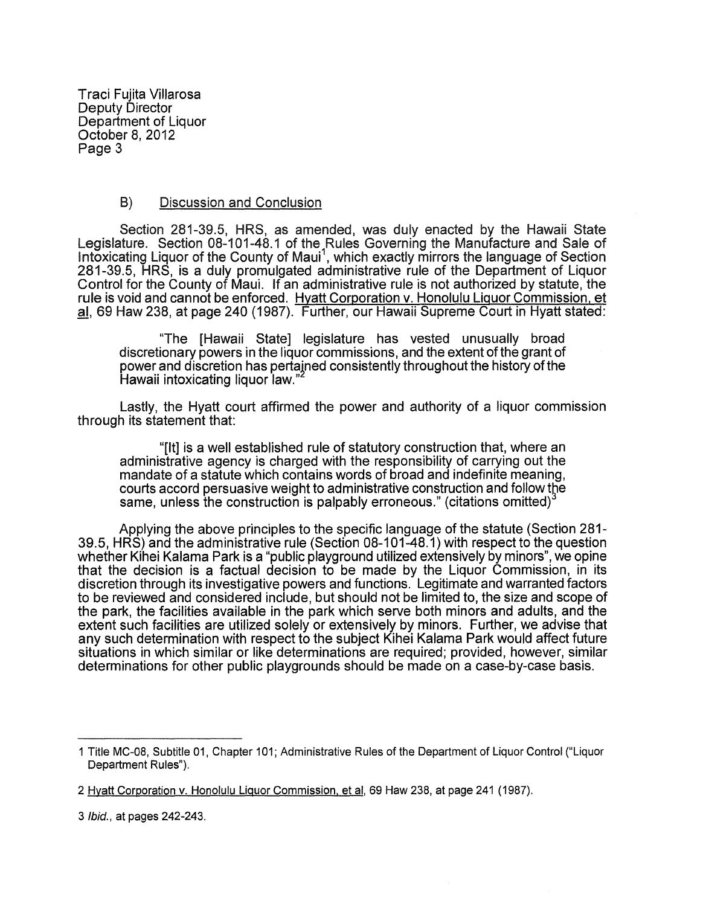### B) Discussion and Conclusion

Section 281-39.5, HRS, as amended, was duly enacted by the Hawaii State Legislature. Section 08-101-48.1 of the Rules Governing the Manufacture and Sale of Intoxicating Liquor of the County of Maui[1], which exactly mirrors the language of Section 281-39.5, HRS, is a duly promulgated administrative rule of the Department of Liquor Control for the County of Maui. If an administrative rule is not authorized by statute, the rule is void and cannot be enforced. Hyatt Corporation v. Honolulu Liquor Commission, et al, 69 Haw 238, at page 240 (1987). Further, our Hawaii Supreme Court in Hyatt stated:

> "The [Hawaii State] legislature has vested unusually broad discretionary powers in the liquor commissions, and the extent of the grant of power and discretion has pertained consistently throughout the history of the Hawaii intoxicating liquor law."[2]

Lastly, the Hyatt court affirmed the power and authority of a liquor commission through its statement that:

> "[It] is a well established rule of statutory construction that, where an administrative agency is charged with the responsibility of carrying out the mandate of a statute which contains words of broad and indefinite meaning, courts accord persuasive weight to administrative construction and follow the same, unless the construction is palpably erroneous." (citations omitted)[3]

Applying the above principles to the specific language of the statute (Section 281-39.5, HRS) and the administrative rule (Section 08-101-48.1) with respect to the question whether Kihei Kalama Park is a "public playground utilized extensively by minors", we opine that the decision is a factual decision to be made by the Liquor Commission, in its discretion through its investigative powers and functions. Legitimate and warranted factors to be reviewed and considered include, but should not be limited to, the size and scope of the park, the facilities available in the park which serve both minors and adults, and the extent such facilities are utilized solely or extensively by minors. Further, we advise that any such determination with respect to the subject Kihei Kalama Park would affect future situations in which similar or like determinations are required; provided, however, similar determinations for other public playgrounds should be made on a case-by-case basis.

---

1 Title MC-08, Subtitle 01, Chapter 101; Administrative Rules of the Department of Liquor Control ("Liquor Department Rules").

2 Hyatt Corporation v. Honolulu Liquor Commission, et al, 69 Haw 238, at page 241 (1987).

3 *Ibid.*, at pages 242-243.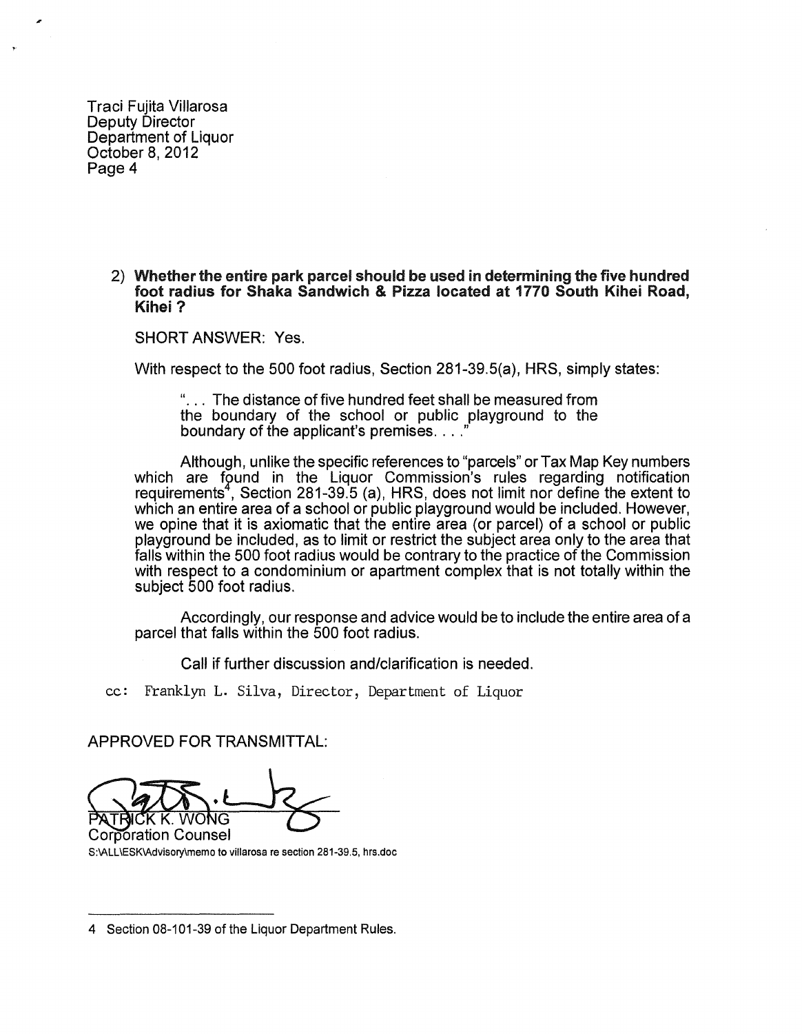Traci Fujita Villarosa
Deputy Director
Department of Liquor
October 8, 2012
Page 4

2) **Whether the entire park parcel should be used in determining the five hundred foot radius for Shaka Sandwich & Pizza located at 1770 South Kihei Road, Kihei ?**

SHORT ANSWER: Yes.

With respect to the 500 foot radius, Section 281-39.5(a), HRS, simply states:

> ". . . The distance of five hundred feet shall be measured from the boundary of the school or public playground to the boundary of the applicant's premises. . . ."

Although, unlike the specific references to "parcels" or Tax Map Key numbers which are found in the Liquor Commission's rules regarding notification requirements[4], Section 281-39.5 (a), HRS, does not limit nor define the extent to which an entire area of a school or public playground would be included. However, we opine that it is axiomatic that the entire area (or parcel) of a school or public playground be included, as to limit or restrict the subject area only to the area that falls within the 500 foot radius would be contrary to the practice of the Commission with respect to a condominium or apartment complex that is not totally within the subject 500 foot radius.

Accordingly, our response and advice would be to include the entire area of a parcel that falls within the 500 foot radius.

Call if further discussion and/clarification is needed.

cc: Franklyn L. Silva, Director, Department of Liquor

APPROVED FOR TRANSMITTAL:

PATRICK K. WONG
Corporation Counsel

S:\ALL\ESK\Advisory\memo to villarosa re section 281-39.5, hrs.doc

---

4 Section 08-101-39 of the Liquor Department Rules.